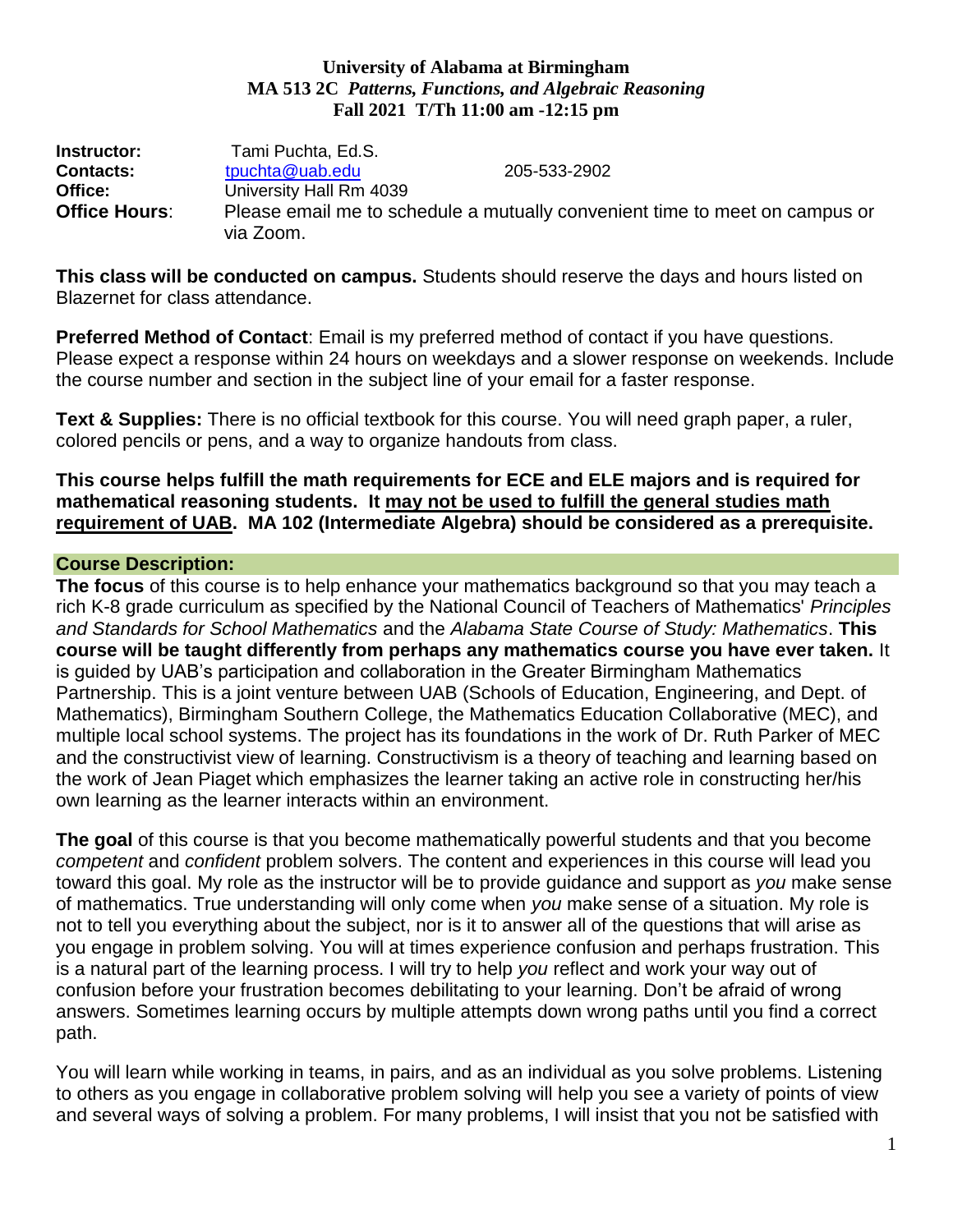**University of Alabama at Birmingham**
**MA 513 2C *Patterns, Functions, and Algebraic Reasoning***
**Fall 2021 T/Th 11:00 am -12:15 pm**

**Instructor:** Tami Puchta, Ed.S.
**Contacts:** tpuchta@uab.edu 205-533-2902
**Office:** University Hall Rm 4039
**Office Hours**: Please email me to schedule a mutually convenient time to meet on campus or via Zoom.

**This class will be conducted on campus.** Students should reserve the days and hours listed on Blazernet for class attendance.

**Preferred Method of Contact**: Email is my preferred method of contact if you have questions. Please expect a response within 24 hours on weekdays and a slower response on weekends. Include the course number and section in the subject line of your email for a faster response.

**Text & Supplies:** There is no official textbook for this course. You will need graph paper, a ruler, colored pencils or pens, and a way to organize handouts from class.

**This course helps fulfill the math requirements for ECE and ELE majors and is required for mathematical reasoning students. It may not be used to fulfill the general studies math requirement of UAB. MA 102 (Intermediate Algebra) should be considered as a prerequisite.**

## Course Description:

**The focus** of this course is to help enhance your mathematics background so that you may teach a rich K-8 grade curriculum as specified by the National Council of Teachers of Mathematics' *Principles and Standards for School Mathematics* and the *Alabama State Course of Study: Mathematics*. **This course will be taught differently from perhaps any mathematics course you have ever taken.** It is guided by UAB's participation and collaboration in the Greater Birmingham Mathematics Partnership. This is a joint venture between UAB (Schools of Education, Engineering, and Dept. of Mathematics), Birmingham Southern College, the Mathematics Education Collaborative (MEC), and multiple local school systems. The project has its foundations in the work of Dr. Ruth Parker of MEC and the constructivist view of learning. Constructivism is a theory of teaching and learning based on the work of Jean Piaget which emphasizes the learner taking an active role in constructing her/his own learning as the learner interacts within an environment.

**The goal** of this course is that you become mathematically powerful students and that you become *competent* and *confident* problem solvers. The content and experiences in this course will lead you toward this goal. My role as the instructor will be to provide guidance and support as *you* make sense of mathematics. True understanding will only come when *you* make sense of a situation. My role is not to tell you everything about the subject, nor is it to answer all of the questions that will arise as you engage in problem solving. You will at times experience confusion and perhaps frustration. This is a natural part of the learning process. I will try to help *you* reflect and work your way out of confusion before your frustration becomes debilitating to your learning. Don't be afraid of wrong answers. Sometimes learning occurs by multiple attempts down wrong paths until you find a correct path.

You will learn while working in teams, in pairs, and as an individual as you solve problems. Listening to others as you engage in collaborative problem solving will help you see a variety of points of view and several ways of solving a problem. For many problems, I will insist that you not be satisfied with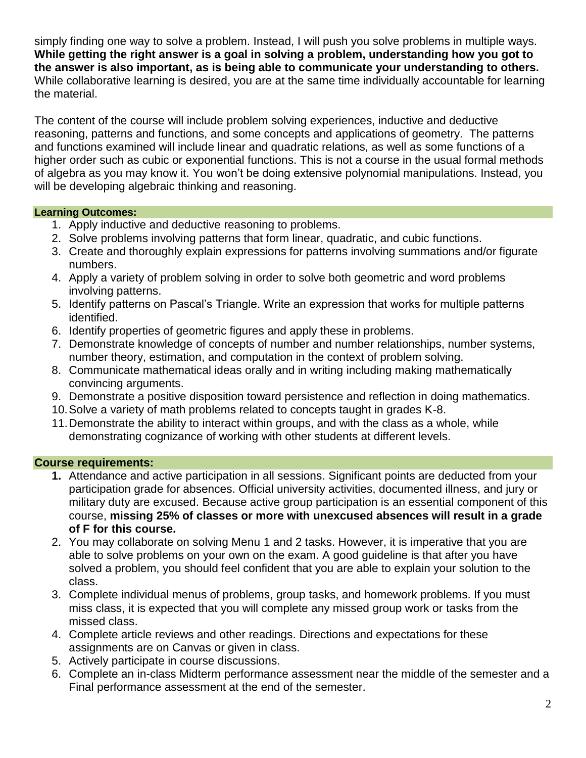simply finding one way to solve a problem. Instead, I will push you solve problems in multiple ways. **While getting the right answer is a goal in solving a problem, understanding how you got to the answer is also important, as is being able to communicate your understanding to others.** While collaborative learning is desired, you are at the same time individually accountable for learning the material.

The content of the course will include problem solving experiences, inductive and deductive reasoning, patterns and functions, and some concepts and applications of geometry. The patterns and functions examined will include linear and quadratic relations, as well as some functions of a higher order such as cubic or exponential functions. This is not a course in the usual formal methods of algebra as you may know it. You won't be doing extensive polynomial manipulations. Instead, you will be developing algebraic thinking and reasoning.

## Learning Outcomes:

1. Apply inductive and deductive reasoning to problems.
2. Solve problems involving patterns that form linear, quadratic, and cubic functions.
3. Create and thoroughly explain expressions for patterns involving summations and/or figurate numbers.
4. Apply a variety of problem solving in order to solve both geometric and word problems involving patterns.
5. Identify patterns on Pascal's Triangle. Write an expression that works for multiple patterns identified.
6. Identify properties of geometric figures and apply these in problems.
7. Demonstrate knowledge of concepts of number and number relationships, number systems, number theory, estimation, and computation in the context of problem solving.
8. Communicate mathematical ideas orally and in writing including making mathematically convincing arguments.
9. Demonstrate a positive disposition toward persistence and reflection in doing mathematics.
10. Solve a variety of math problems related to concepts taught in grades K-8.
11. Demonstrate the ability to interact within groups, and with the class as a whole, while demonstrating cognizance of working with other students at different levels.

## Course requirements:

1. Attendance and active participation in all sessions. Significant points are deducted from your participation grade for absences. Official university activities, documented illness, and jury or military duty are excused. Because active group participation is an essential component of this course, **missing 25% of classes or more with unexcused absences will result in a grade of F for this course.**
2. You may collaborate on solving Menu 1 and 2 tasks. However, it is imperative that you are able to solve problems on your own on the exam. A good guideline is that after you have solved a problem, you should feel confident that you are able to explain your solution to the class.
3. Complete individual menus of problems, group tasks, and homework problems. If you must miss class, it is expected that you will complete any missed group work or tasks from the missed class.
4. Complete article reviews and other readings. Directions and expectations for these assignments are on Canvas or given in class.
5. Actively participate in course discussions.
6. Complete an in-class Midterm performance assessment near the middle of the semester and a Final performance assessment at the end of the semester.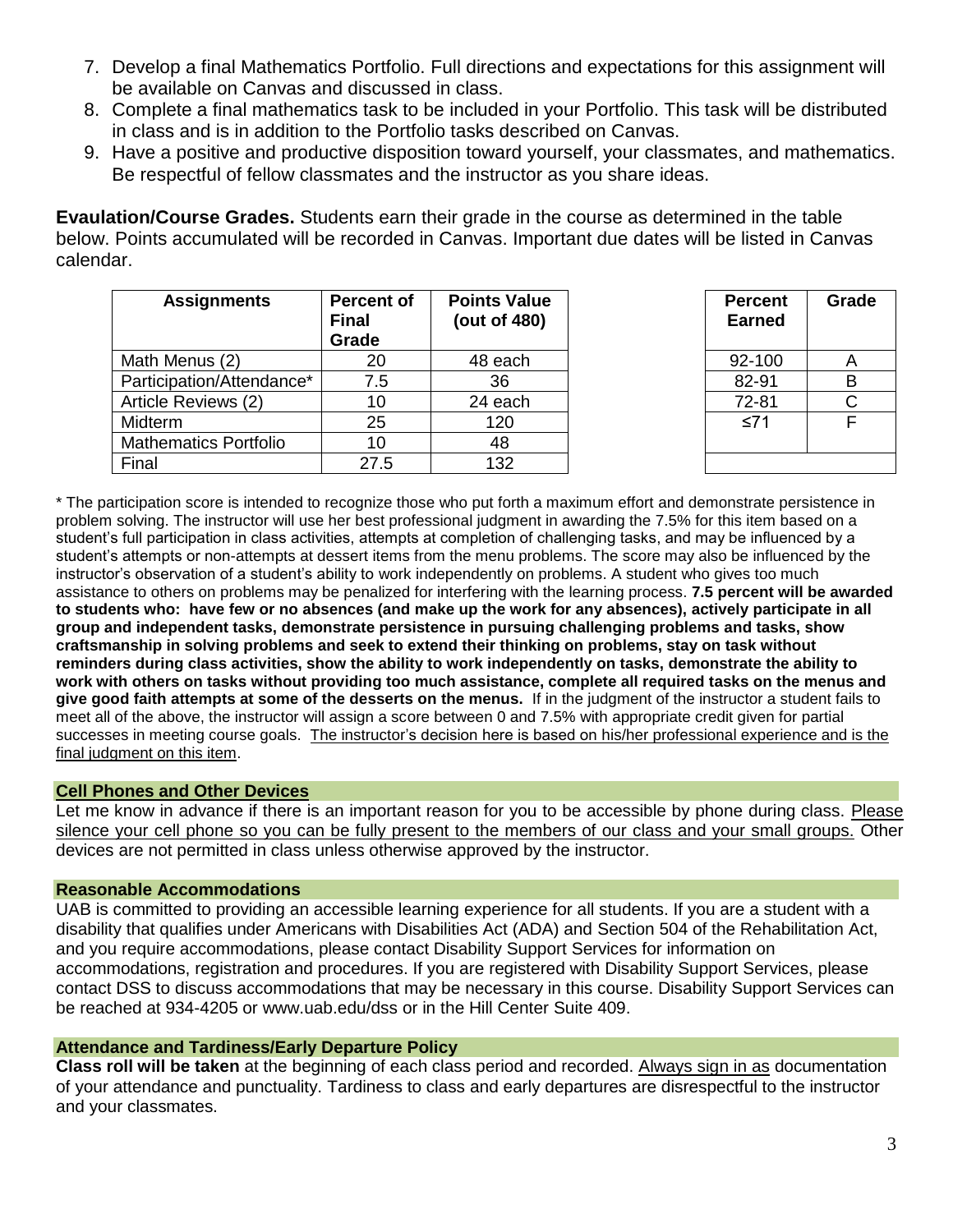7. Develop a final Mathematics Portfolio. Full directions and expectations for this assignment will be available on Canvas and discussed in class.
8. Complete a final mathematics task to be included in your Portfolio. This task will be distributed in class and is in addition to the Portfolio tasks described on Canvas.
9. Have a positive and productive disposition toward yourself, your classmates, and mathematics. Be respectful of fellow classmates and the instructor as you share ideas.

**Evaulation/Course Grades.** Students earn their grade in the course as determined in the table below. Points accumulated will be recorded in Canvas. Important due dates will be listed in Canvas calendar.

| Assignments | Percent of Final Grade | Points Value (out of 480) |
|---|---|---|
| Math Menus (2) | 20 | 48 each |
| Participation/Attendance* | 7.5 | 36 |
| Article Reviews (2) | 10 | 24 each |
| Midterm | 25 | 120 |
| Mathematics Portfolio | 10 | 48 |
| Final | 27.5 | 132 |

| Percent Earned | Grade |
|---|---|
| 92-100 | A |
| 82-91 | B |
| 72-81 | C |
| ≤71 | F |

* The participation score is intended to recognize those who put forth a maximum effort and demonstrate persistence in problem solving. The instructor will use her best professional judgment in awarding the 7.5% for this item based on a student's full participation in class activities, attempts at completion of challenging tasks, and may be influenced by a student's attempts or non-attempts at dessert items from the menu problems. The score may also be influenced by the instructor's observation of a student's ability to work independently on problems. A student who gives too much assistance to others on problems may be penalized for interfering with the learning process. **7.5 percent will be awarded to students who: have few or no absences (and make up the work for any absences), actively participate in all group and independent tasks, demonstrate persistence in pursuing challenging problems and tasks, show craftsmanship in solving problems and seek to extend their thinking on problems, stay on task without reminders during class activities, show the ability to work independently on tasks, demonstrate the ability to work with others on tasks without providing too much assistance, complete all required tasks on the menus and give good faith attempts at some of the desserts on the menus.** If in the judgment of the instructor a student fails to meet all of the above, the instructor will assign a score between 0 and 7.5% with appropriate credit given for partial successes in meeting course goals. <u>The instructor's decision here is based on his/her professional experience and is the final judgment on this item</u>.

## Cell Phones and Other Devices

Let me know in advance if there is an important reason for you to be accessible by phone during class. <u>Please silence your cell phone so you can be fully present to the members of our class and your small groups.</u> Other devices are not permitted in class unless otherwise approved by the instructor.

## Reasonable Accommodations

UAB is committed to providing an accessible learning experience for all students. If you are a student with a disability that qualifies under Americans with Disabilities Act (ADA) and Section 504 of the Rehabilitation Act, and you require accommodations, please contact Disability Support Services for information on accommodations, registration and procedures. If you are registered with Disability Support Services, please contact DSS to discuss accommodations that may be necessary in this course. Disability Support Services can be reached at 934-4205 or www.uab.edu/dss or in the Hill Center Suite 409.

## Attendance and Tardiness/Early Departure Policy

**Class roll will be taken** at the beginning of each class period and recorded. <u>Always sign in as</u> documentation of your attendance and punctuality. Tardiness to class and early departures are disrespectful to the instructor and your classmates.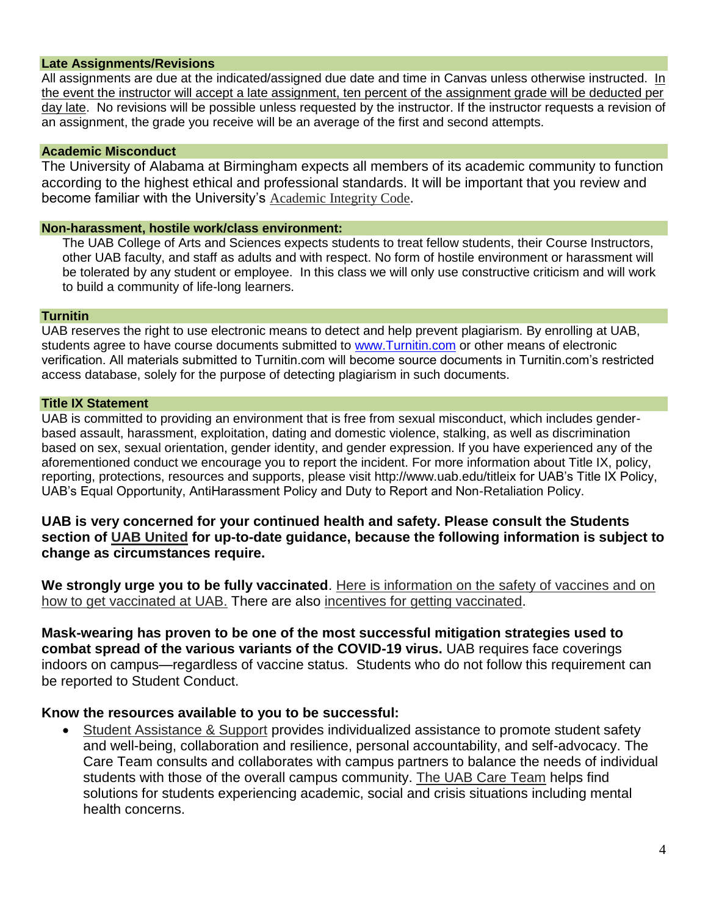### Late Assignments/Revisions

All assignments are due at the indicated/assigned due date and time in Canvas unless otherwise instructed. In the event the instructor will accept a late assignment, ten percent of the assignment grade will be deducted per day late. No revisions will be possible unless requested by the instructor. If the instructor requests a revision of an assignment, the grade you receive will be an average of the first and second attempts.

### Academic Misconduct

The University of Alabama at Birmingham expects all members of its academic community to function according to the highest ethical and professional standards. It will be important that you review and become familiar with the University's Academic Integrity Code.

### Non-harassment, hostile work/class environment:

The UAB College of Arts and Sciences expects students to treat fellow students, their Course Instructors, other UAB faculty, and staff as adults and with respect. No form of hostile environment or harassment will be tolerated by any student or employee. In this class we will only use constructive criticism and will work to build a community of life-long learners.

### Turnitin

UAB reserves the right to use electronic means to detect and help prevent plagiarism. By enrolling at UAB, students agree to have course documents submitted to www.Turnitin.com or other means of electronic verification. All materials submitted to Turnitin.com will become source documents in Turnitin.com's restricted access database, solely for the purpose of detecting plagiarism in such documents.

### Title IX Statement

UAB is committed to providing an environment that is free from sexual misconduct, which includes gender-based assault, harassment, exploitation, dating and domestic violence, stalking, as well as discrimination based on sex, sexual orientation, gender identity, and gender expression. If you have experienced any of the aforementioned conduct we encourage you to report the incident. For more information about Title IX, policy, reporting, protections, resources and supports, please visit http://www.uab.edu/titleix for UAB's Title IX Policy, UAB's Equal Opportunity, AntiHarassment Policy and Duty to Report and Non-Retaliation Policy.

**UAB is very concerned for your continued health and safety. Please consult the Students section of UAB United for up-to-date guidance, because the following information is subject to change as circumstances require.**

**We strongly urge you to be fully vaccinated**. Here is information on the safety of vaccines and on how to get vaccinated at UAB. There are also incentives for getting vaccinated.

**Mask-wearing has proven to be one of the most successful mitigation strategies used to combat spread of the various variants of the COVID-19 virus.** UAB requires face coverings indoors on campus—regardless of vaccine status. Students who do not follow this requirement can be reported to Student Conduct.

**Know the resources available to you to be successful:**

- Student Assistance & Support provides individualized assistance to promote student safety and well-being, collaboration and resilience, personal accountability, and self-advocacy. The Care Team consults and collaborates with campus partners to balance the needs of individual students with those of the overall campus community. The UAB Care Team helps find solutions for students experiencing academic, social and crisis situations including mental health concerns.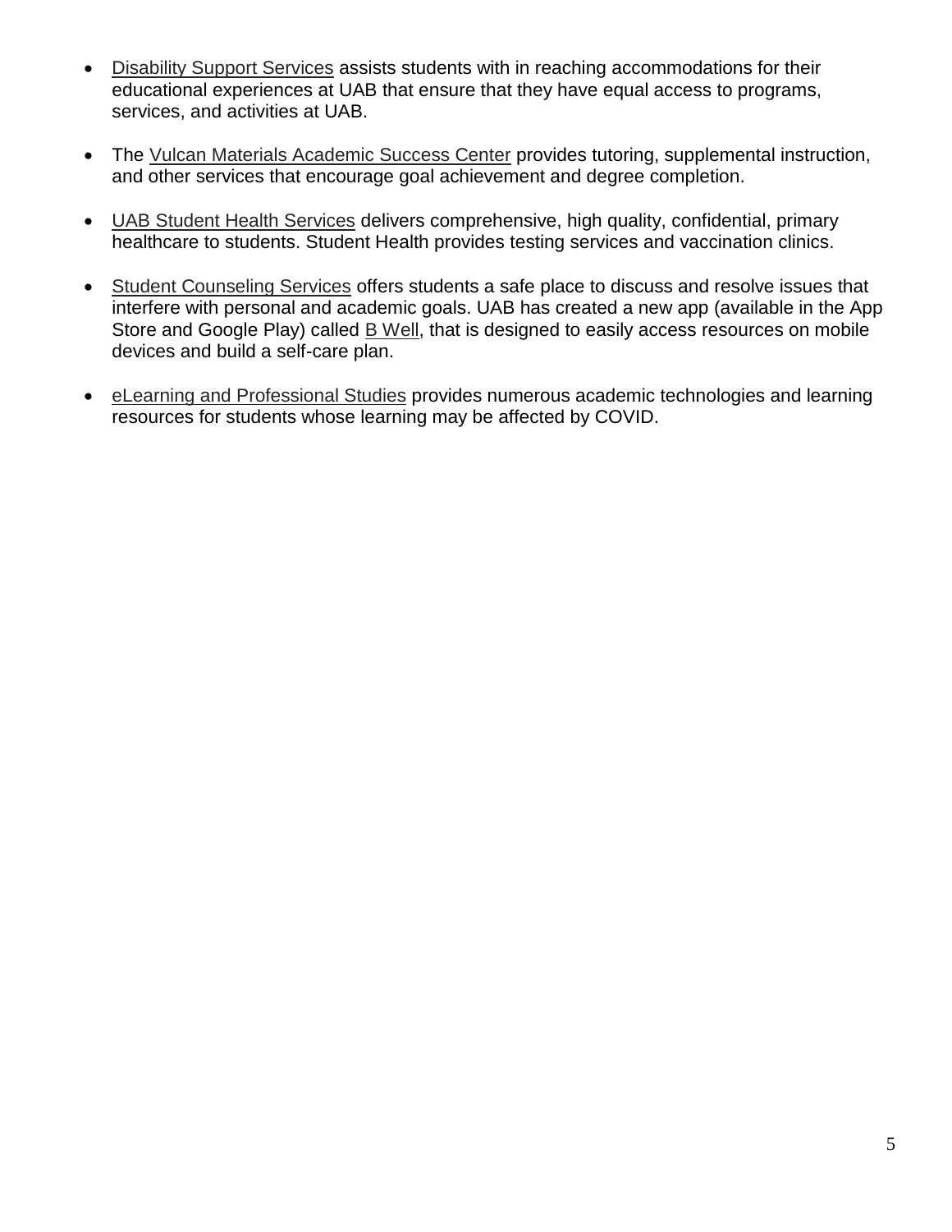- Disability Support Services assists students with in reaching accommodations for their educational experiences at UAB that ensure that they have equal access to programs, services, and activities at UAB.

- The Vulcan Materials Academic Success Center provides tutoring, supplemental instruction, and other services that encourage goal achievement and degree completion.

- UAB Student Health Services delivers comprehensive, high quality, confidential, primary healthcare to students. Student Health provides testing services and vaccination clinics.

- Student Counseling Services offers students a safe place to discuss and resolve issues that interfere with personal and academic goals. UAB has created a new app (available in the App Store and Google Play) called B Well, that is designed to easily access resources on mobile devices and build a self-care plan.

- eLearning and Professional Studies provides numerous academic technologies and learning resources for students whose learning may be affected by COVID.